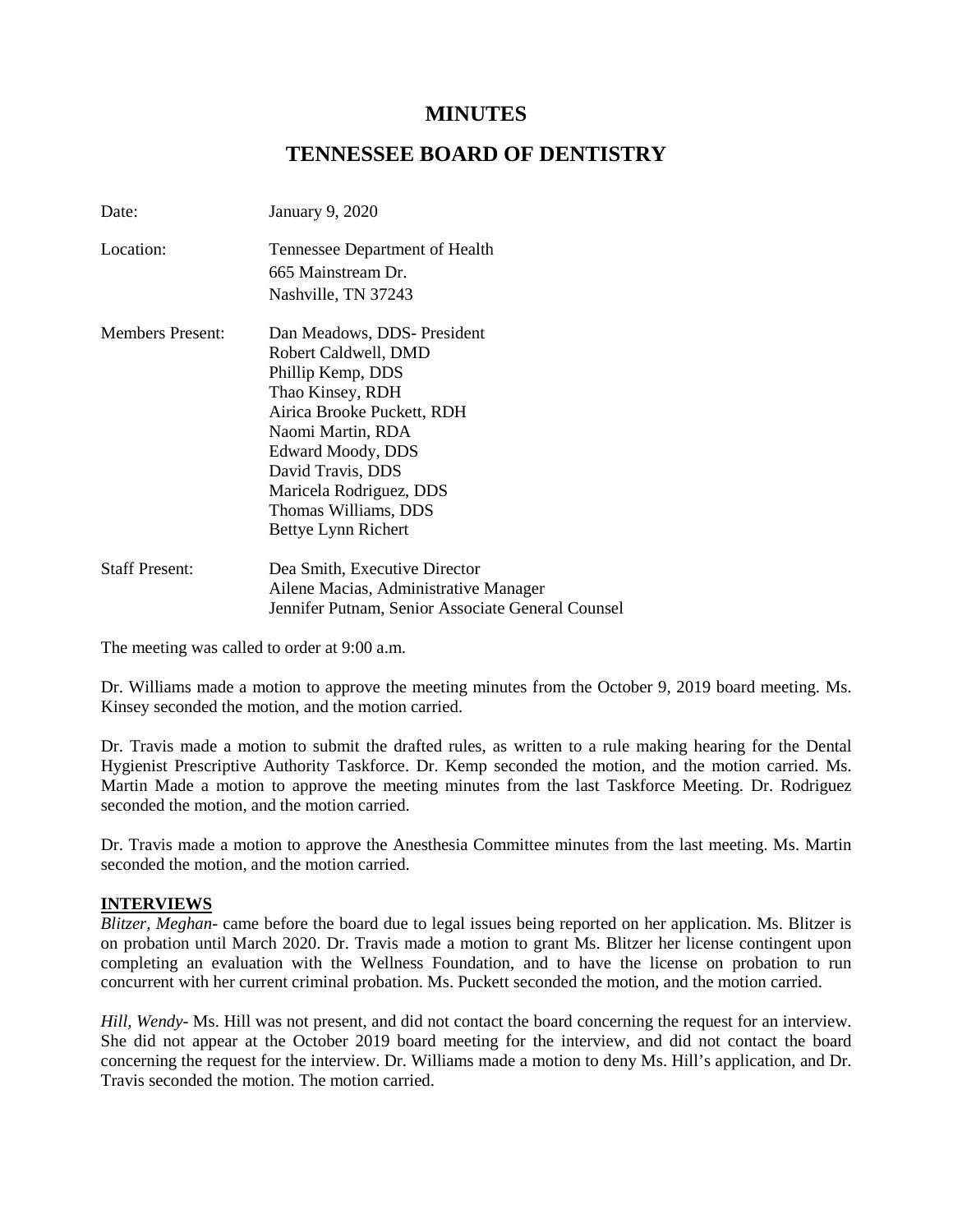# MINUTES

# TENNESSEE BOARD OF DENTISTRY

| | |
|---|---|
| Date: | January 9, 2020 |
| Location: | Tennessee Department of Health<br>665 Mainstream Dr.<br>Nashville, TN 37243 |
| Members Present: | Dan Meadows, DDS- President<br>Robert Caldwell, DMD<br>Phillip Kemp, DDS<br>Thao Kinsey, RDH<br>Airica Brooke Puckett, RDH<br>Naomi Martin, RDA<br>Edward Moody, DDS<br>David Travis, DDS<br>Maricela Rodriguez, DDS<br>Thomas Williams, DDS<br>Bettye Lynn Richert |
| Staff Present: | Dea Smith, Executive Director<br>Ailene Macias, Administrative Manager<br>Jennifer Putnam, Senior Associate General Counsel |

The meeting was called to order at 9:00 a.m.

Dr. Williams made a motion to approve the meeting minutes from the October 9, 2019 board meeting. Ms. Kinsey seconded the motion, and the motion carried.

Dr. Travis made a motion to submit the drafted rules, as written to a rule making hearing for the Dental Hygienist Prescriptive Authority Taskforce. Dr. Kemp seconded the motion, and the motion carried. Ms. Martin Made a motion to approve the meeting minutes from the last Taskforce Meeting. Dr. Rodriguez seconded the motion, and the motion carried.

Dr. Travis made a motion to approve the Anesthesia Committee minutes from the last meeting. Ms. Martin seconded the motion, and the motion carried.

**INTERVIEWS**

*Blitzer, Meghan*- came before the board due to legal issues being reported on her application. Ms. Blitzer is on probation until March 2020. Dr. Travis made a motion to grant Ms. Blitzer her license contingent upon completing an evaluation with the Wellness Foundation, and to have the license on probation to run concurrent with her current criminal probation. Ms. Puckett seconded the motion, and the motion carried.

*Hill, Wendy*- Ms. Hill was not present, and did not contact the board concerning the request for an interview. She did not appear at the October 2019 board meeting for the interview, and did not contact the board concerning the request for the interview. Dr. Williams made a motion to deny Ms. Hill's application, and Dr. Travis seconded the motion. The motion carried.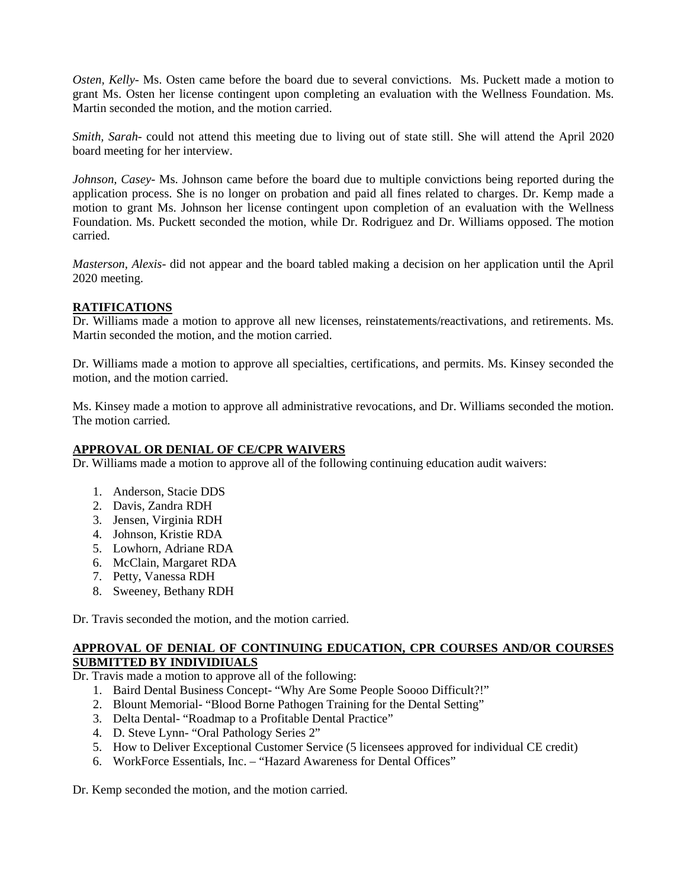*Osten, Kelly*- Ms. Osten came before the board due to several convictions. Ms. Puckett made a motion to grant Ms. Osten her license contingent upon completing an evaluation with the Wellness Foundation. Ms. Martin seconded the motion, and the motion carried.

*Smith, Sarah*- could not attend this meeting due to living out of state still. She will attend the April 2020 board meeting for her interview.

*Johnson, Casey*- Ms. Johnson came before the board due to multiple convictions being reported during the application process. She is no longer on probation and paid all fines related to charges. Dr. Kemp made a motion to grant Ms. Johnson her license contingent upon completion of an evaluation with the Wellness Foundation. Ms. Puckett seconded the motion, while Dr. Rodriguez and Dr. Williams opposed. The motion carried.

*Masterson, Alexis*- did not appear and the board tabled making a decision on her application until the April 2020 meeting.

**RATIFICATIONS**

Dr. Williams made a motion to approve all new licenses, reinstatements/reactivations, and retirements. Ms. Martin seconded the motion, and the motion carried.

Dr. Williams made a motion to approve all specialties, certifications, and permits. Ms. Kinsey seconded the motion, and the motion carried.

Ms. Kinsey made a motion to approve all administrative revocations, and Dr. Williams seconded the motion. The motion carried.

**APPROVAL OR DENIAL OF CE/CPR WAIVERS**

Dr. Williams made a motion to approve all of the following continuing education audit waivers:

1. Anderson, Stacie DDS
2. Davis, Zandra RDH
3. Jensen, Virginia RDH
4. Johnson, Kristie RDA
5. Lowhorn, Adriane RDA
6. McClain, Margaret RDA
7. Petty, Vanessa RDH
8. Sweeney, Bethany RDH

Dr. Travis seconded the motion, and the motion carried.

**APPROVAL OF DENIAL OF CONTINUING EDUCATION, CPR COURSES AND/OR COURSES SUBMITTED BY INDIVIDIUALS**

Dr. Travis made a motion to approve all of the following:

1. Baird Dental Business Concept- "Why Are Some People Soooo Difficult?!"
2. Blount Memorial- "Blood Borne Pathogen Training for the Dental Setting"
3. Delta Dental- "Roadmap to a Profitable Dental Practice"
4. D. Steve Lynn- "Oral Pathology Series 2"
5. How to Deliver Exceptional Customer Service (5 licensees approved for individual CE credit)
6. WorkForce Essentials, Inc. – "Hazard Awareness for Dental Offices"

Dr. Kemp seconded the motion, and the motion carried.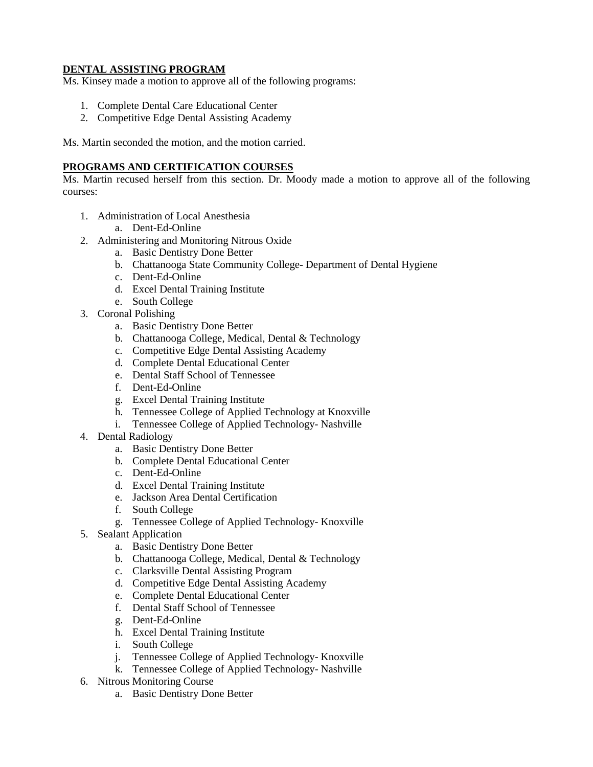**DENTAL ASSISTING PROGRAM**

Ms. Kinsey made a motion to approve all of the following programs:

1. Complete Dental Care Educational Center
2. Competitive Edge Dental Assisting Academy

Ms. Martin seconded the motion, and the motion carried.

**PROGRAMS AND CERTIFICATION COURSES**

Ms. Martin recused herself from this section. Dr. Moody made a motion to approve all of the following courses:

1. Administration of Local Anesthesia
   a. Dent-Ed-Online
2. Administering and Monitoring Nitrous Oxide
   a. Basic Dentistry Done Better
   b. Chattanooga State Community College- Department of Dental Hygiene
   c. Dent-Ed-Online
   d. Excel Dental Training Institute
   e. South College
3. Coronal Polishing
   a. Basic Dentistry Done Better
   b. Chattanooga College, Medical, Dental & Technology
   c. Competitive Edge Dental Assisting Academy
   d. Complete Dental Educational Center
   e. Dental Staff School of Tennessee
   f. Dent-Ed-Online
   g. Excel Dental Training Institute
   h. Tennessee College of Applied Technology at Knoxville
   i. Tennessee College of Applied Technology- Nashville
4. Dental Radiology
   a. Basic Dentistry Done Better
   b. Complete Dental Educational Center
   c. Dent-Ed-Online
   d. Excel Dental Training Institute
   e. Jackson Area Dental Certification
   f. South College
   g. Tennessee College of Applied Technology- Knoxville
5. Sealant Application
   a. Basic Dentistry Done Better
   b. Chattanooga College, Medical, Dental & Technology
   c. Clarksville Dental Assisting Program
   d. Competitive Edge Dental Assisting Academy
   e. Complete Dental Educational Center
   f. Dental Staff School of Tennessee
   g. Dent-Ed-Online
   h. Excel Dental Training Institute
   i. South College
   j. Tennessee College of Applied Technology- Knoxville
   k. Tennessee College of Applied Technology- Nashville
6. Nitrous Monitoring Course
   a. Basic Dentistry Done Better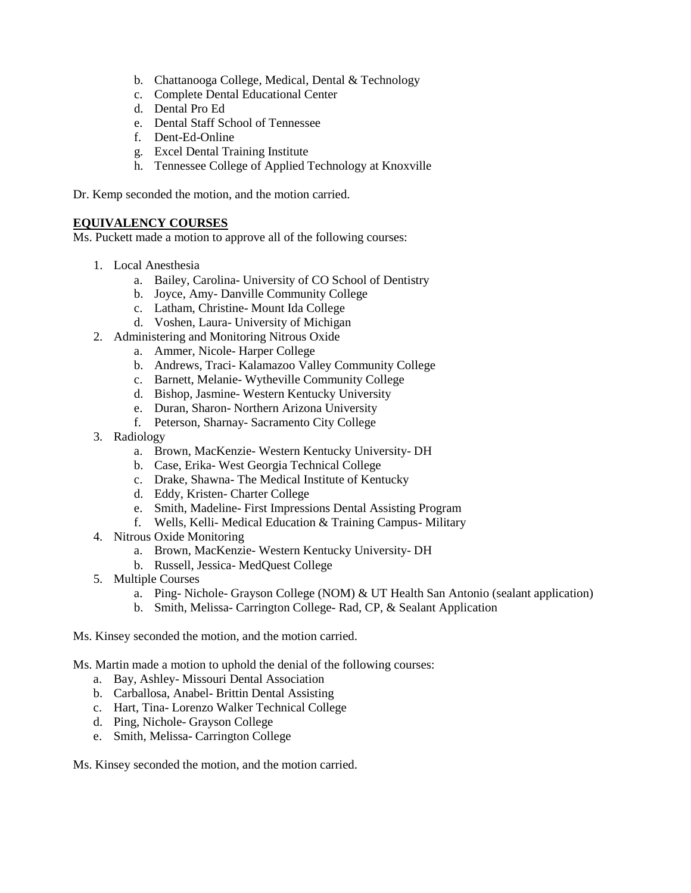b. Chattanooga College, Medical, Dental & Technology
   c. Complete Dental Educational Center
   d. Dental Pro Ed
   e. Dental Staff School of Tennessee
   f. Dent-Ed-Online
   g. Excel Dental Training Institute
   h. Tennessee College of Applied Technology at Knoxville

Dr. Kemp seconded the motion, and the motion carried.

**EQUIVALENCY COURSES**

Ms. Puckett made a motion to approve all of the following courses:

1. Local Anesthesia
   a. Bailey, Carolina- University of CO School of Dentistry
   b. Joyce, Amy- Danville Community College
   c. Latham, Christine- Mount Ida College
   d. Voshen, Laura- University of Michigan
2. Administering and Monitoring Nitrous Oxide
   a. Ammer, Nicole- Harper College
   b. Andrews, Traci- Kalamazoo Valley Community College
   c. Barnett, Melanie- Wytheville Community College
   d. Bishop, Jasmine- Western Kentucky University
   e. Duran, Sharon- Northern Arizona University
   f. Peterson, Sharnay- Sacramento City College
3. Radiology
   a. Brown, MacKenzie- Western Kentucky University- DH
   b. Case, Erika- West Georgia Technical College
   c. Drake, Shawna- The Medical Institute of Kentucky
   d. Eddy, Kristen- Charter College
   e. Smith, Madeline- First Impressions Dental Assisting Program
   f. Wells, Kelli- Medical Education & Training Campus- Military
4. Nitrous Oxide Monitoring
   a. Brown, MacKenzie- Western Kentucky University- DH
   b. Russell, Jessica- MedQuest College
5. Multiple Courses
   a. Ping- Nichole- Grayson College (NOM) & UT Health San Antonio (sealant application)
   b. Smith, Melissa- Carrington College- Rad, CP, & Sealant Application

Ms. Kinsey seconded the motion, and the motion carried.

Ms. Martin made a motion to uphold the denial of the following courses:

a. Bay, Ashley- Missouri Dental Association
b. Carballosa, Anabel- Brittin Dental Assisting
c. Hart, Tina- Lorenzo Walker Technical College
d. Ping, Nichole- Grayson College
e. Smith, Melissa- Carrington College

Ms. Kinsey seconded the motion, and the motion carried.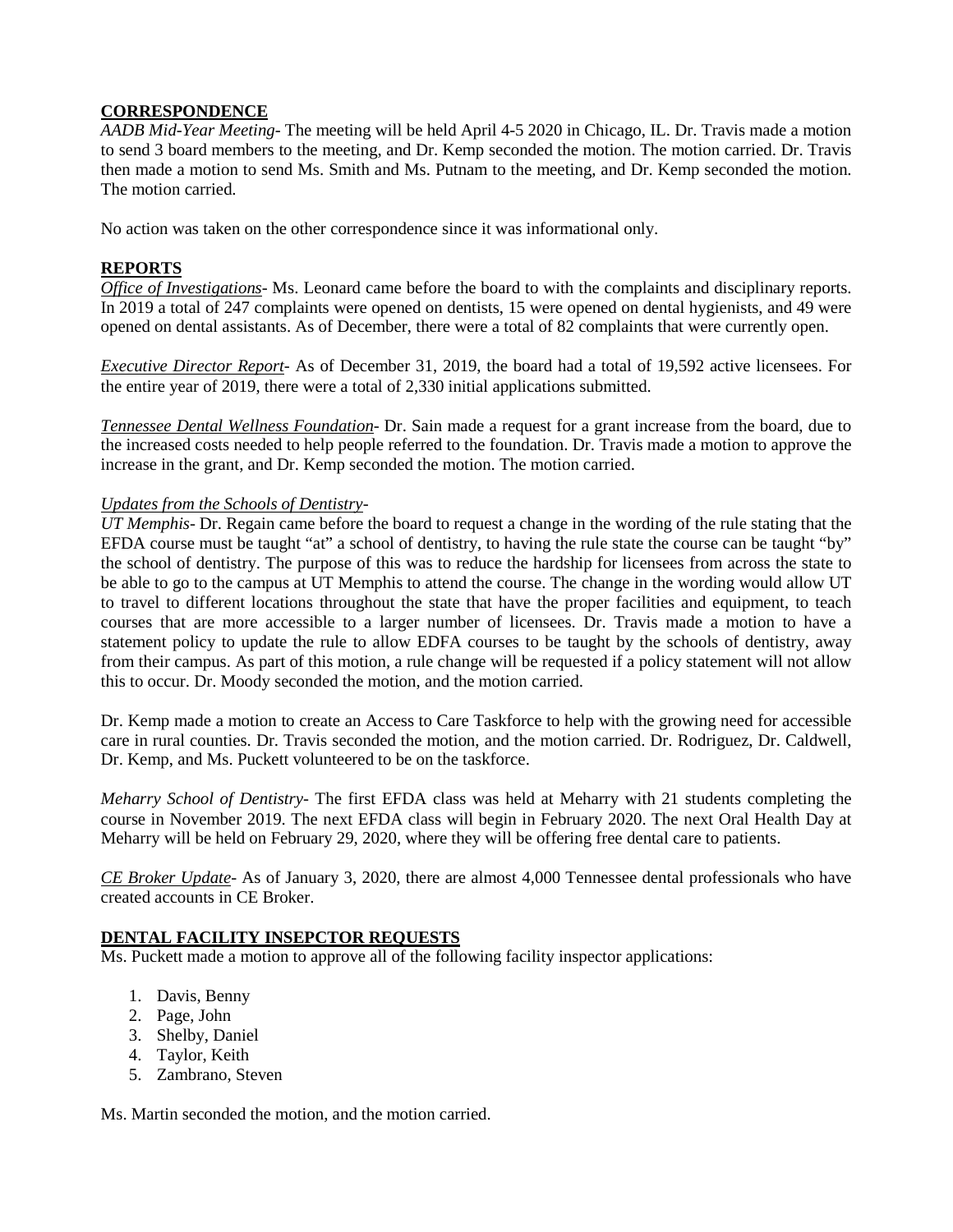**CORRESPONDENCE**

*AADB Mid-Year Meeting*- The meeting will be held April 4-5 2020 in Chicago, IL. Dr. Travis made a motion to send 3 board members to the meeting, and Dr. Kemp seconded the motion. The motion carried. Dr. Travis then made a motion to send Ms. Smith and Ms. Putnam to the meeting, and Dr. Kemp seconded the motion. The motion carried.

No action was taken on the other correspondence since it was informational only.

**REPORTS**

*Office of Investigations*- Ms. Leonard came before the board to with the complaints and disciplinary reports. In 2019 a total of 247 complaints were opened on dentists, 15 were opened on dental hygienists, and 49 were opened on dental assistants. As of December, there were a total of 82 complaints that were currently open.

*Executive Director Report*- As of December 31, 2019, the board had a total of 19,592 active licensees. For the entire year of 2019, there were a total of 2,330 initial applications submitted.

*Tennessee Dental Wellness Foundation*- Dr. Sain made a request for a grant increase from the board, due to the increased costs needed to help people referred to the foundation. Dr. Travis made a motion to approve the increase in the grant, and Dr. Kemp seconded the motion. The motion carried.

*Updates from the Schools of Dentistry*-

*UT Memphis*- Dr. Regain came before the board to request a change in the wording of the rule stating that the EFDA course must be taught "at" a school of dentistry, to having the rule state the course can be taught "by" the school of dentistry. The purpose of this was to reduce the hardship for licensees from across the state to be able to go to the campus at UT Memphis to attend the course. The change in the wording would allow UT to travel to different locations throughout the state that have the proper facilities and equipment, to teach courses that are more accessible to a larger number of licensees. Dr. Travis made a motion to have a statement policy to update the rule to allow EDFA courses to be taught by the schools of dentistry, away from their campus. As part of this motion, a rule change will be requested if a policy statement will not allow this to occur. Dr. Moody seconded the motion, and the motion carried.

Dr. Kemp made a motion to create an Access to Care Taskforce to help with the growing need for accessible care in rural counties. Dr. Travis seconded the motion, and the motion carried. Dr. Rodriguez, Dr. Caldwell, Dr. Kemp, and Ms. Puckett volunteered to be on the taskforce.

*Meharry School of Dentistry*- The first EFDA class was held at Meharry with 21 students completing the course in November 2019. The next EFDA class will begin in February 2020. The next Oral Health Day at Meharry will be held on February 29, 2020, where they will be offering free dental care to patients.

*CE Broker Update*- As of January 3, 2020, there are almost 4,000 Tennessee dental professionals who have created accounts in CE Broker.

**DENTAL FACILITY INSEPCTOR REQUESTS**

Ms. Puckett made a motion to approve all of the following facility inspector applications:

1. Davis, Benny
2. Page, John
3. Shelby, Daniel
4. Taylor, Keith
5. Zambrano, Steven

Ms. Martin seconded the motion, and the motion carried.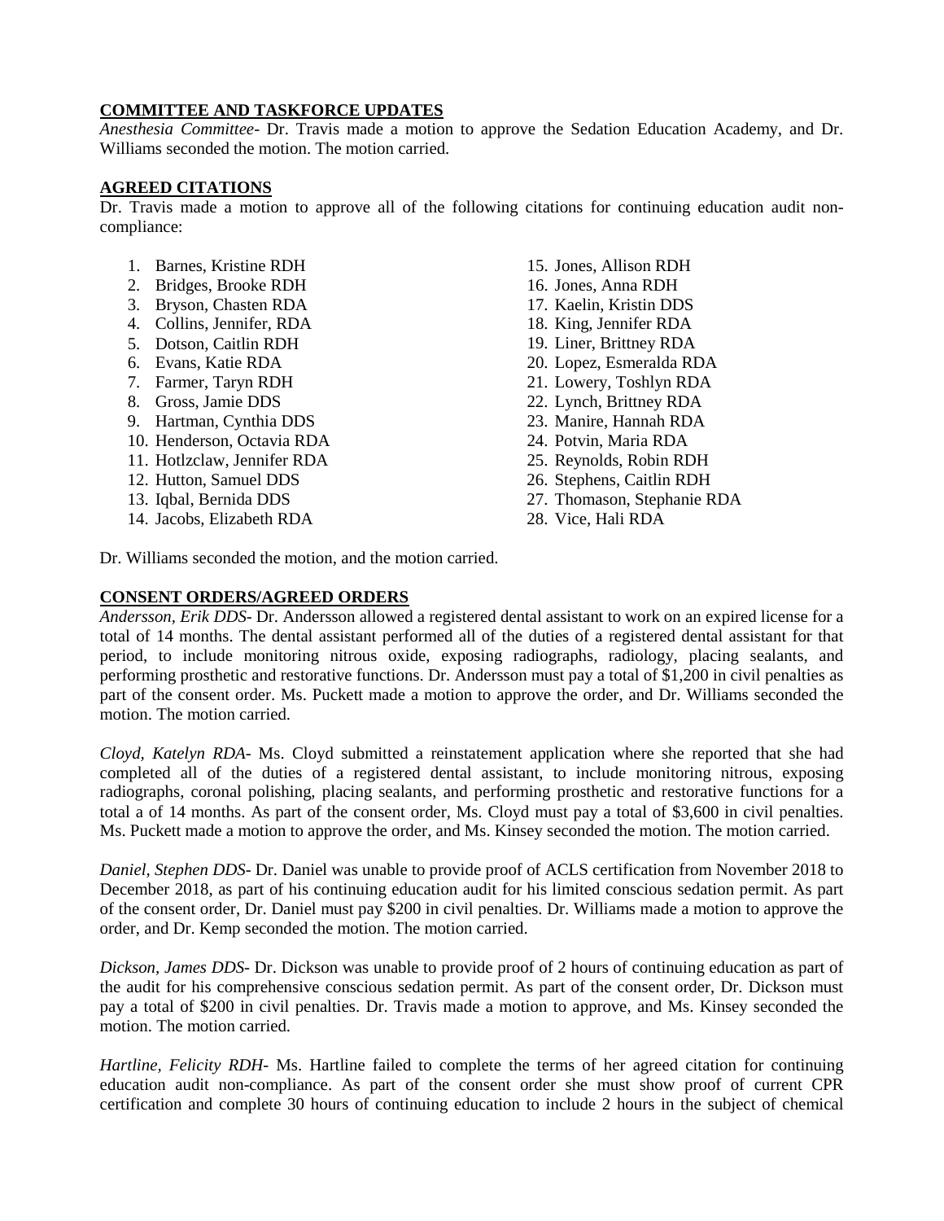**COMMITTEE AND TASKFORCE UPDATES**

*Anesthesia Committee*- Dr. Travis made a motion to approve the Sedation Education Academy, and Dr. Williams seconded the motion. The motion carried.

**AGREED CITATIONS**

Dr. Travis made a motion to approve all of the following citations for continuing education audit non-compliance:

1. Barnes, Kristine RDH
2. Bridges, Brooke RDH
3. Bryson, Chasten RDA
4. Collins, Jennifer, RDA
5. Dotson, Caitlin RDH
6. Evans, Katie RDA
7. Farmer, Taryn RDH
8. Gross, Jamie DDS
9. Hartman, Cynthia DDS
10. Henderson, Octavia RDA
11. Hotlzclaw, Jennifer RDA
12. Hutton, Samuel DDS
13. Iqbal, Bernida DDS
14. Jacobs, Elizabeth RDA
15. Jones, Allison RDH
16. Jones, Anna RDH
17. Kaelin, Kristin DDS
18. King, Jennifer RDA
19. Liner, Brittney RDA
20. Lopez, Esmeralda RDA
21. Lowery, Toshlyn RDA
22. Lynch, Brittney RDA
23. Manire, Hannah RDA
24. Potvin, Maria RDA
25. Reynolds, Robin RDH
26. Stephens, Caitlin RDH
27. Thomason, Stephanie RDA
28. Vice, Hali RDA

Dr. Williams seconded the motion, and the motion carried.

**CONSENT ORDERS/AGREED ORDERS**

*Andersson, Erik DDS*- Dr. Andersson allowed a registered dental assistant to work on an expired license for a total of 14 months. The dental assistant performed all of the duties of a registered dental assistant for that period, to include monitoring nitrous oxide, exposing radiographs, radiology, placing sealants, and performing prosthetic and restorative functions. Dr. Andersson must pay a total of $1,200 in civil penalties as part of the consent order. Ms. Puckett made a motion to approve the order, and Dr. Williams seconded the motion. The motion carried.

*Cloyd, Katelyn RDA*- Ms. Cloyd submitted a reinstatement application where she reported that she had completed all of the duties of a registered dental assistant, to include monitoring nitrous, exposing radiographs, coronal polishing, placing sealants, and performing prosthetic and restorative functions for a total a of 14 months. As part of the consent order, Ms. Cloyd must pay a total of $3,600 in civil penalties. Ms. Puckett made a motion to approve the order, and Ms. Kinsey seconded the motion. The motion carried.

*Daniel, Stephen DDS*- Dr. Daniel was unable to provide proof of ACLS certification from November 2018 to December 2018, as part of his continuing education audit for his limited conscious sedation permit. As part of the consent order, Dr. Daniel must pay $200 in civil penalties. Dr. Williams made a motion to approve the order, and Dr. Kemp seconded the motion. The motion carried.

*Dickson, James DDS*- Dr. Dickson was unable to provide proof of 2 hours of continuing education as part of the audit for his comprehensive conscious sedation permit. As part of the consent order, Dr. Dickson must pay a total of $200 in civil penalties. Dr. Travis made a motion to approve, and Ms. Kinsey seconded the motion. The motion carried.

*Hartline, Felicity RDH*- Ms. Hartline failed to complete the terms of her agreed citation for continuing education audit non-compliance. As part of the consent order she must show proof of current CPR certification and complete 30 hours of continuing education to include 2 hours in the subject of chemical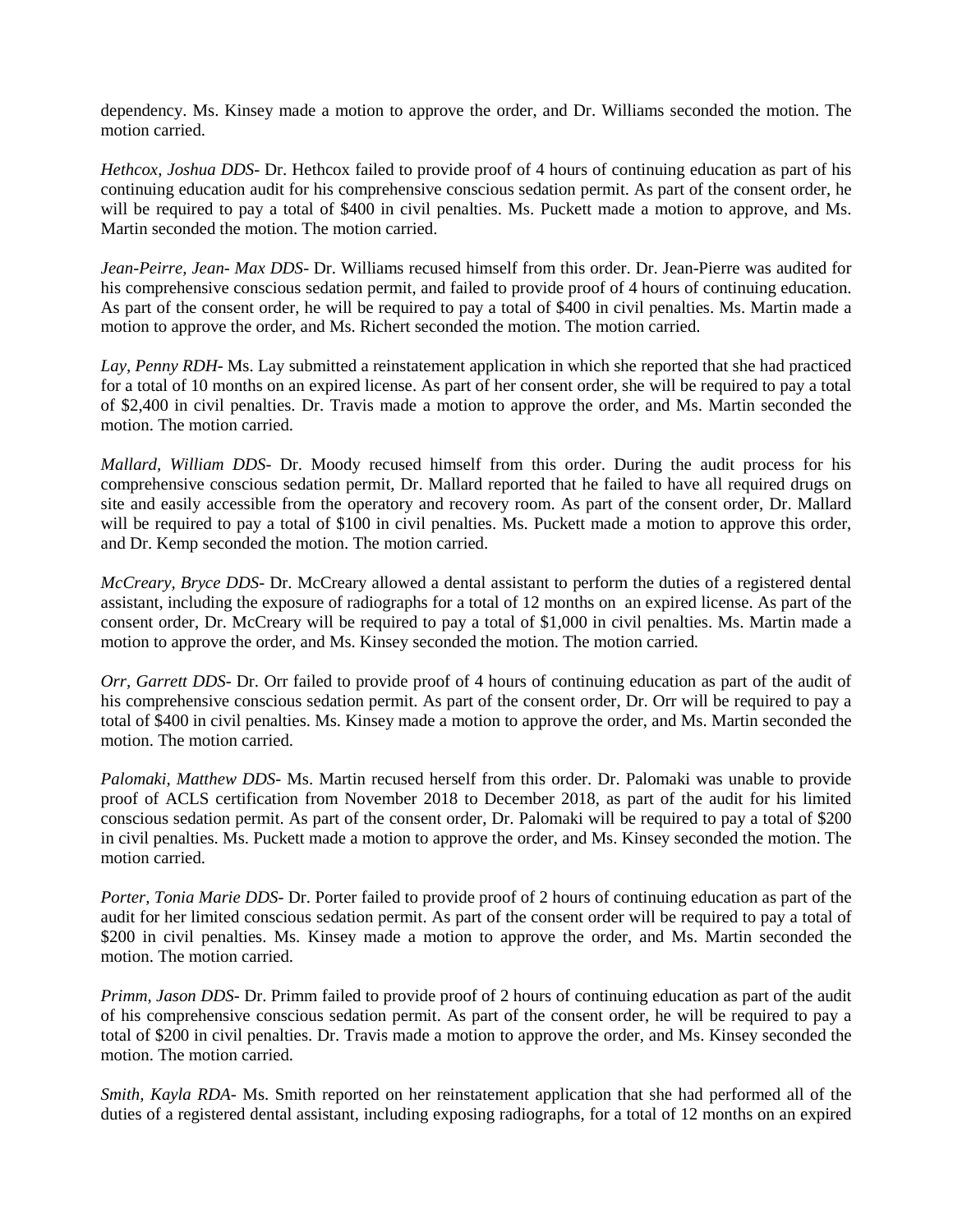dependency. Ms. Kinsey made a motion to approve the order, and Dr. Williams seconded the motion. The motion carried.

*Hethcox, Joshua DDS*- Dr. Hethcox failed to provide proof of 4 hours of continuing education as part of his continuing education audit for his comprehensive conscious sedation permit. As part of the consent order, he will be required to pay a total of $400 in civil penalties. Ms. Puckett made a motion to approve, and Ms. Martin seconded the motion. The motion carried.

*Jean-Peirre, Jean- Max DDS*- Dr. Williams recused himself from this order. Dr. Jean-Pierre was audited for his comprehensive conscious sedation permit, and failed to provide proof of 4 hours of continuing education. As part of the consent order, he will be required to pay a total of $400 in civil penalties. Ms. Martin made a motion to approve the order, and Ms. Richert seconded the motion. The motion carried.

*Lay, Penny RDH*- Ms. Lay submitted a reinstatement application in which she reported that she had practiced for a total of 10 months on an expired license. As part of her consent order, she will be required to pay a total of $2,400 in civil penalties. Dr. Travis made a motion to approve the order, and Ms. Martin seconded the motion. The motion carried.

*Mallard, William DDS*- Dr. Moody recused himself from this order. During the audit process for his comprehensive conscious sedation permit, Dr. Mallard reported that he failed to have all required drugs on site and easily accessible from the operatory and recovery room. As part of the consent order, Dr. Mallard will be required to pay a total of $100 in civil penalties. Ms. Puckett made a motion to approve this order, and Dr. Kemp seconded the motion. The motion carried.

*McCreary, Bryce DDS*- Dr. McCreary allowed a dental assistant to perform the duties of a registered dental assistant, including the exposure of radiographs for a total of 12 months on an expired license. As part of the consent order, Dr. McCreary will be required to pay a total of $1,000 in civil penalties. Ms. Martin made a motion to approve the order, and Ms. Kinsey seconded the motion. The motion carried.

*Orr, Garrett DDS*- Dr. Orr failed to provide proof of 4 hours of continuing education as part of the audit of his comprehensive conscious sedation permit. As part of the consent order, Dr. Orr will be required to pay a total of $400 in civil penalties. Ms. Kinsey made a motion to approve the order, and Ms. Martin seconded the motion. The motion carried.

*Palomaki, Matthew DDS*- Ms. Martin recused herself from this order. Dr. Palomaki was unable to provide proof of ACLS certification from November 2018 to December 2018, as part of the audit for his limited conscious sedation permit. As part of the consent order, Dr. Palomaki will be required to pay a total of $200 in civil penalties. Ms. Puckett made a motion to approve the order, and Ms. Kinsey seconded the motion. The motion carried.

*Porter, Tonia Marie DDS*- Dr. Porter failed to provide proof of 2 hours of continuing education as part of the audit for her limited conscious sedation permit. As part of the consent order will be required to pay a total of $200 in civil penalties. Ms. Kinsey made a motion to approve the order, and Ms. Martin seconded the motion. The motion carried.

*Primm, Jason DDS*- Dr. Primm failed to provide proof of 2 hours of continuing education as part of the audit of his comprehensive conscious sedation permit. As part of the consent order, he will be required to pay a total of $200 in civil penalties. Dr. Travis made a motion to approve the order, and Ms. Kinsey seconded the motion. The motion carried.

*Smith, Kayla RDA*- Ms. Smith reported on her reinstatement application that she had performed all of the duties of a registered dental assistant, including exposing radiographs, for a total of 12 months on an expired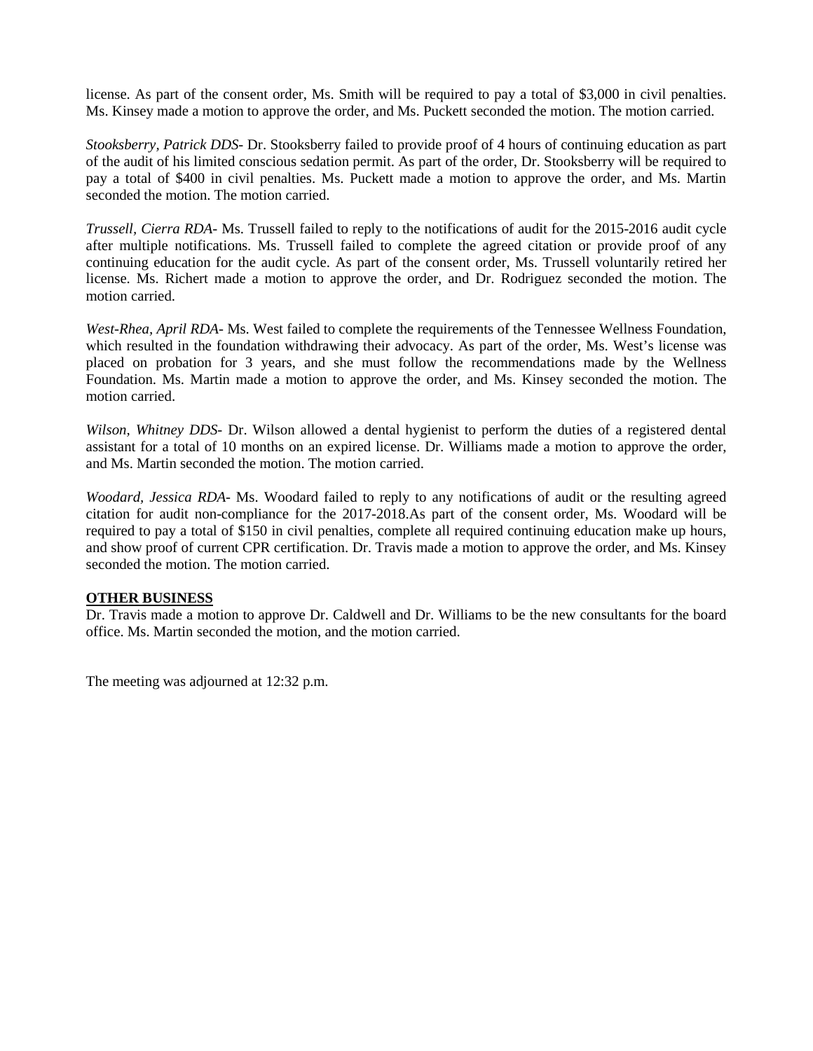license. As part of the consent order, Ms. Smith will be required to pay a total of $3,000 in civil penalties. Ms. Kinsey made a motion to approve the order, and Ms. Puckett seconded the motion. The motion carried.

*Stooksberry, Patrick DDS*- Dr. Stooksberry failed to provide proof of 4 hours of continuing education as part of the audit of his limited conscious sedation permit. As part of the order, Dr. Stooksberry will be required to pay a total of $400 in civil penalties. Ms. Puckett made a motion to approve the order, and Ms. Martin seconded the motion. The motion carried.

*Trussell, Cierra RDA*- Ms. Trussell failed to reply to the notifications of audit for the 2015-2016 audit cycle after multiple notifications. Ms. Trussell failed to complete the agreed citation or provide proof of any continuing education for the audit cycle. As part of the consent order, Ms. Trussell voluntarily retired her license. Ms. Richert made a motion to approve the order, and Dr. Rodriguez seconded the motion. The motion carried.

*West-Rhea, April RDA*- Ms. West failed to complete the requirements of the Tennessee Wellness Foundation, which resulted in the foundation withdrawing their advocacy. As part of the order, Ms. West's license was placed on probation for 3 years, and she must follow the recommendations made by the Wellness Foundation. Ms. Martin made a motion to approve the order, and Ms. Kinsey seconded the motion. The motion carried.

*Wilson, Whitney DDS*- Dr. Wilson allowed a dental hygienist to perform the duties of a registered dental assistant for a total of 10 months on an expired license. Dr. Williams made a motion to approve the order, and Ms. Martin seconded the motion. The motion carried.

*Woodard, Jessica RDA*- Ms. Woodard failed to reply to any notifications of audit or the resulting agreed citation for audit non-compliance for the 2017-2018.As part of the consent order, Ms. Woodard will be required to pay a total of $150 in civil penalties, complete all required continuing education make up hours, and show proof of current CPR certification. Dr. Travis made a motion to approve the order, and Ms. Kinsey seconded the motion. The motion carried.

**OTHER BUSINESS**

Dr. Travis made a motion to approve Dr. Caldwell and Dr. Williams to be the new consultants for the board office. Ms. Martin seconded the motion, and the motion carried.

The meeting was adjourned at 12:32 p.m.